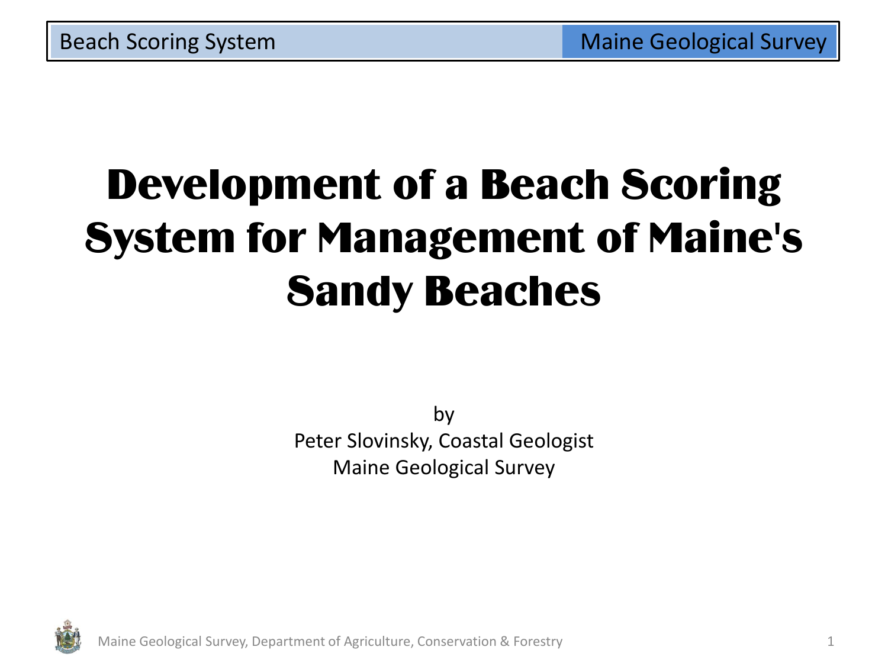# Development of a Beach Scoring System for Management of Maine's Sandy Beaches

by
Peter Slovinsky, Coastal Geologist
Maine Geological Survey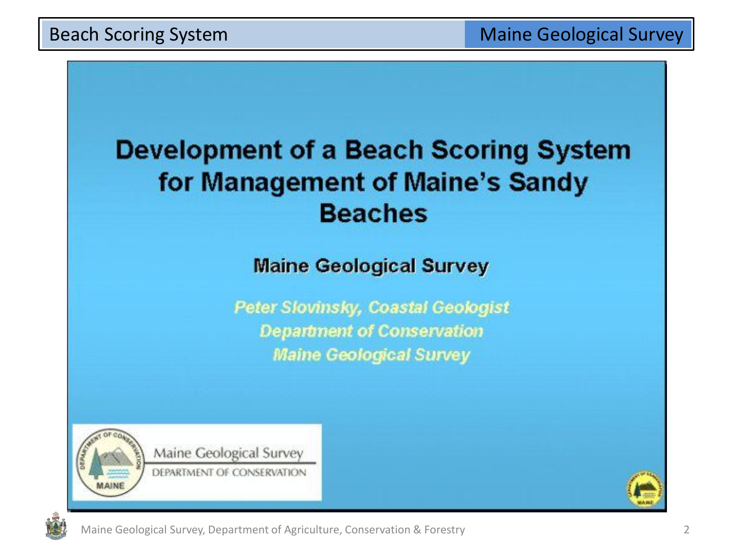# Development of a Beach Scoring System for Management of Maine's Sandy Beaches

**Maine Geological Survey**

*Peter Slovinsky, Coastal Geologist*
*Department of Conservation*
*Maine Geological Survey*

Maine Geological Survey
DEPARTMENT OF CONSERVATION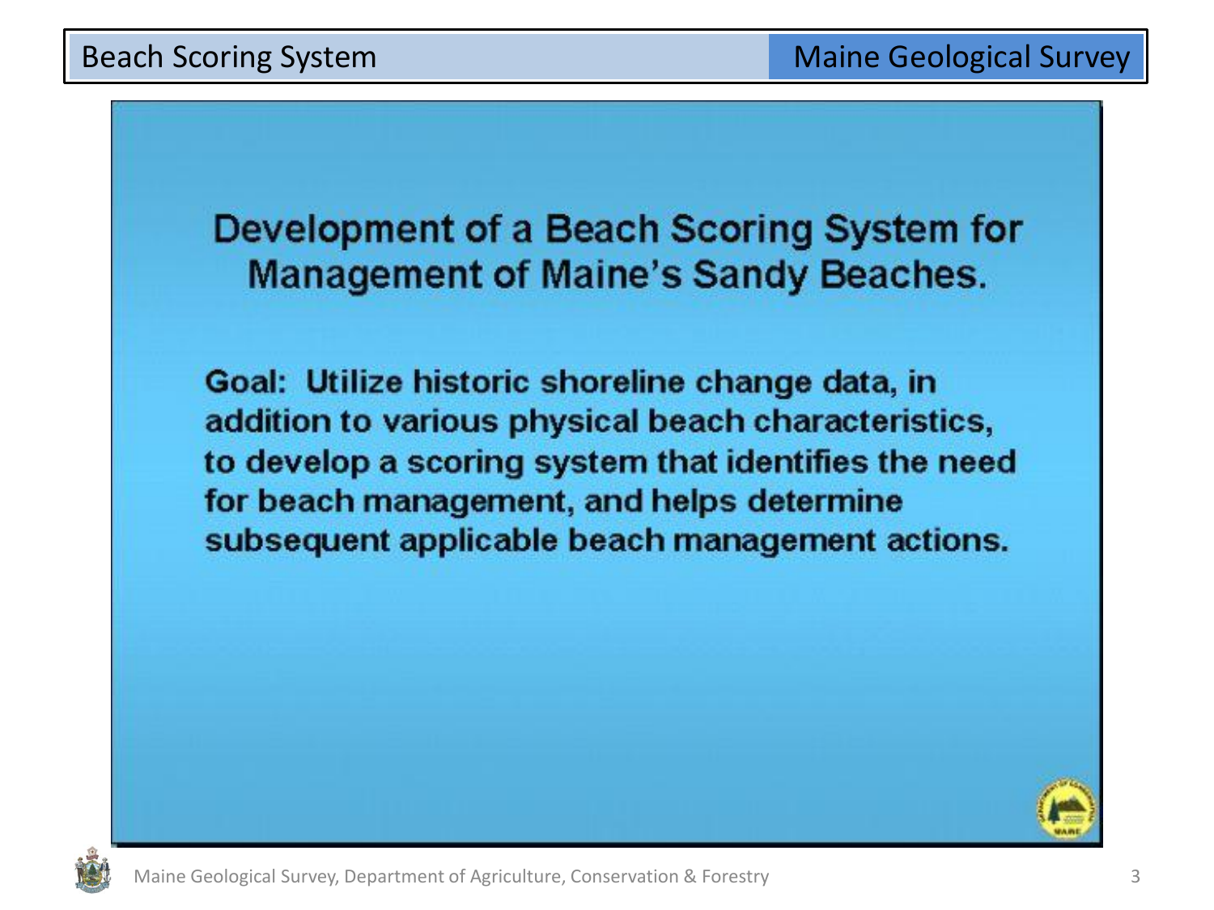# Development of a Beach Scoring System for Management of Maine's Sandy Beaches.

**Goal:** Utilize historic shoreline change data, in addition to various physical beach characteristics, to develop a scoring system that identifies the need for beach management, and helps determine subsequent applicable beach management actions.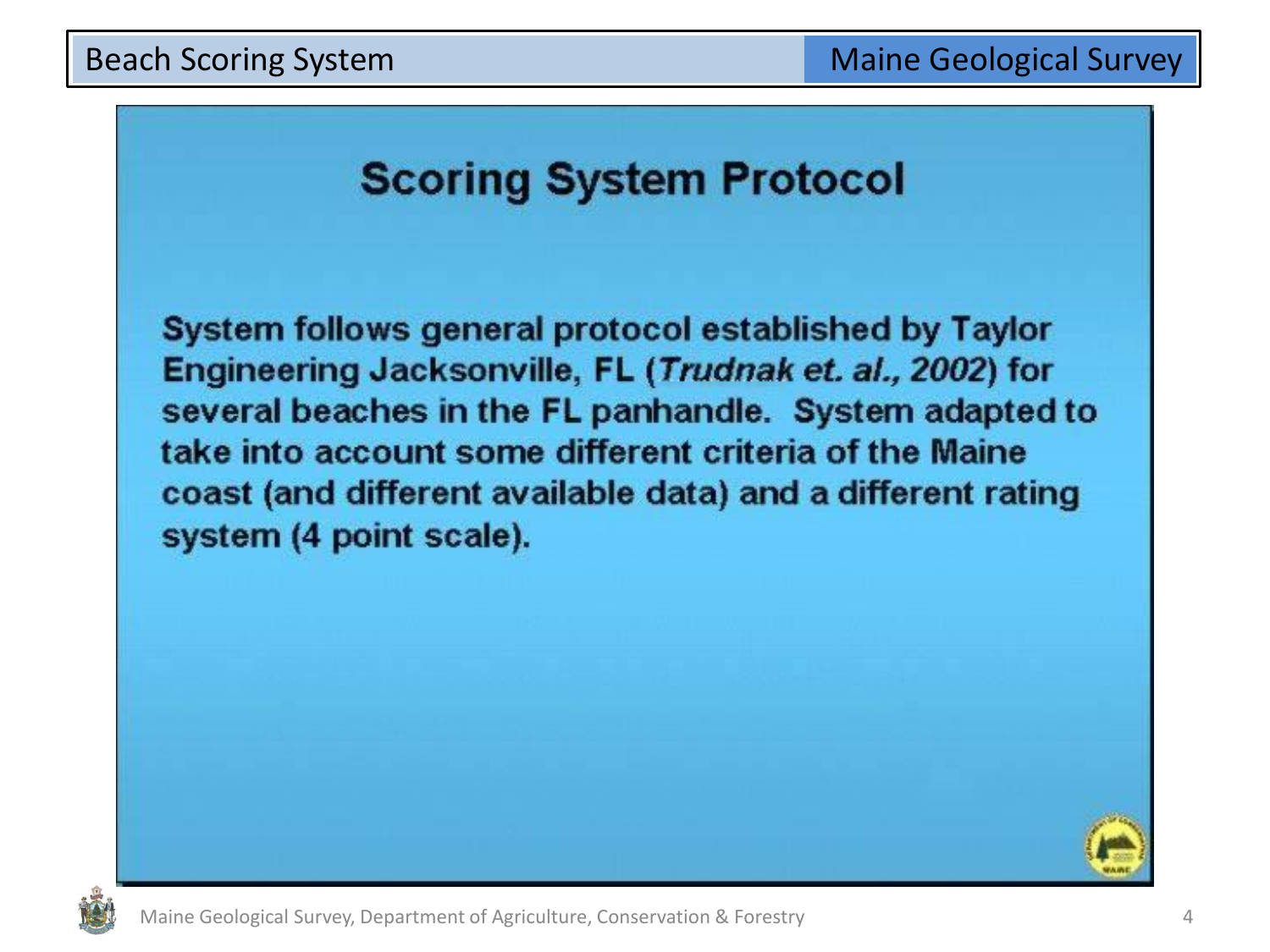# Scoring System Protocol

System follows general protocol established by Taylor Engineering Jacksonville, FL (*Trudnak et. al., 2002*) for several beaches in the FL panhandle. System adapted to take into account some different criteria of the Maine coast (and different available data) and a different rating system (4 point scale).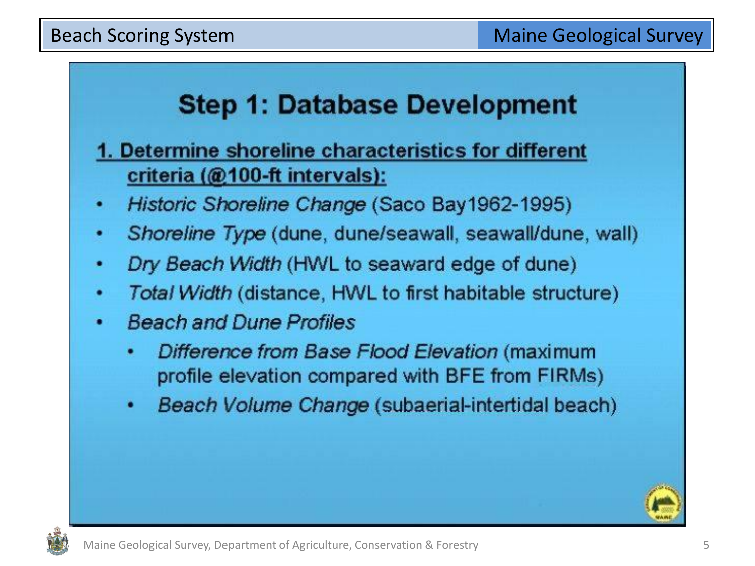## Step 1: Database Development

**1. Determine shoreline characteristics for different criteria (@100-ft intervals):**

- *Historic Shoreline Change* (Saco Bay1962-1995)
- *Shoreline Type* (dune, dune/seawall, seawall/dune, wall)
- *Dry Beach Width* (HWL to seaward edge of dune)
- *Total Width* (distance, HWL to first habitable structure)
- *Beach and Dune Profiles*
  - *Difference from Base Flood Elevation* (maximum profile elevation compared with BFE from FIRMs)
  - *Beach Volume Change* (subaerial-intertidal beach)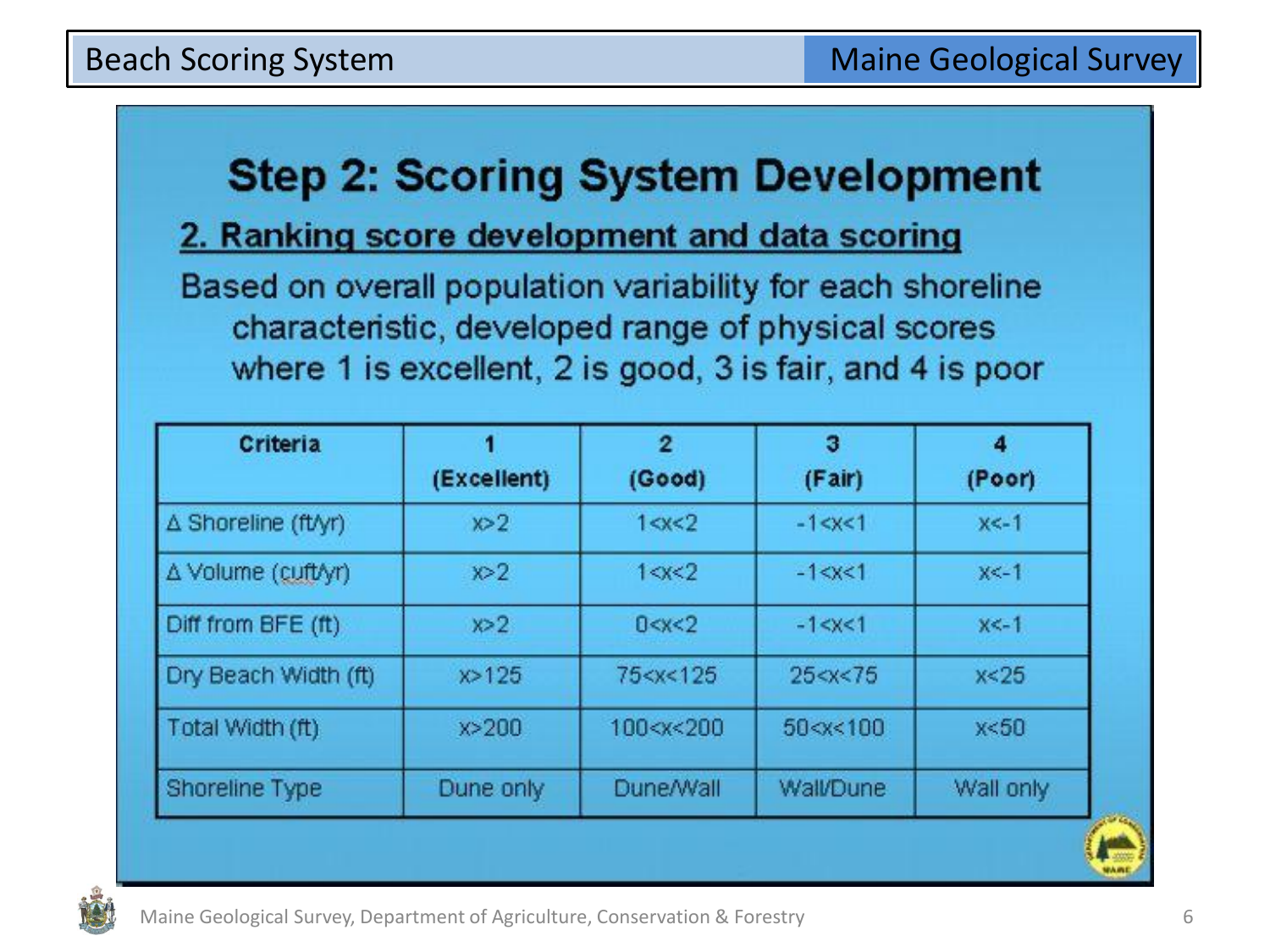## Beach Scoring System

# Step 2: Scoring System Development

## 2. Ranking score development and data scoring

Based on overall population variability for each shoreline characteristic, developed range of physical scores where 1 is excellent, 2 is good, 3 is fair, and 4 is poor

| Criteria | 1 (Excellent) | 2 (Good) | 3 (Fair) | 4 (Poor) |
|---|---|---|---|---|
| Δ Shoreline (ft/yr) | $x>2$ | $1<x<2$ | $-1<x<1$ | $x<-1$ |
| Δ Volume (cuft/yr) | $x>2$ | $1<x<2$ | $-1<x<1$ | $x<-1$ |
| Diff from BFE (ft) | $x>2$ | $0<x<2$ | $-1<x<1$ | $x<-1$ |
| Dry Beach Width (ft) | $x>125$ | $75<x<125$ | $25<x<75$ | $x<25$ |
| Total Width (ft) | $x>200$ | $100<x<200$ | $50<x<100$ | $x<50$ |
| Shoreline Type | Dune only | Dune/Wall | Wall/Dune | Wall only |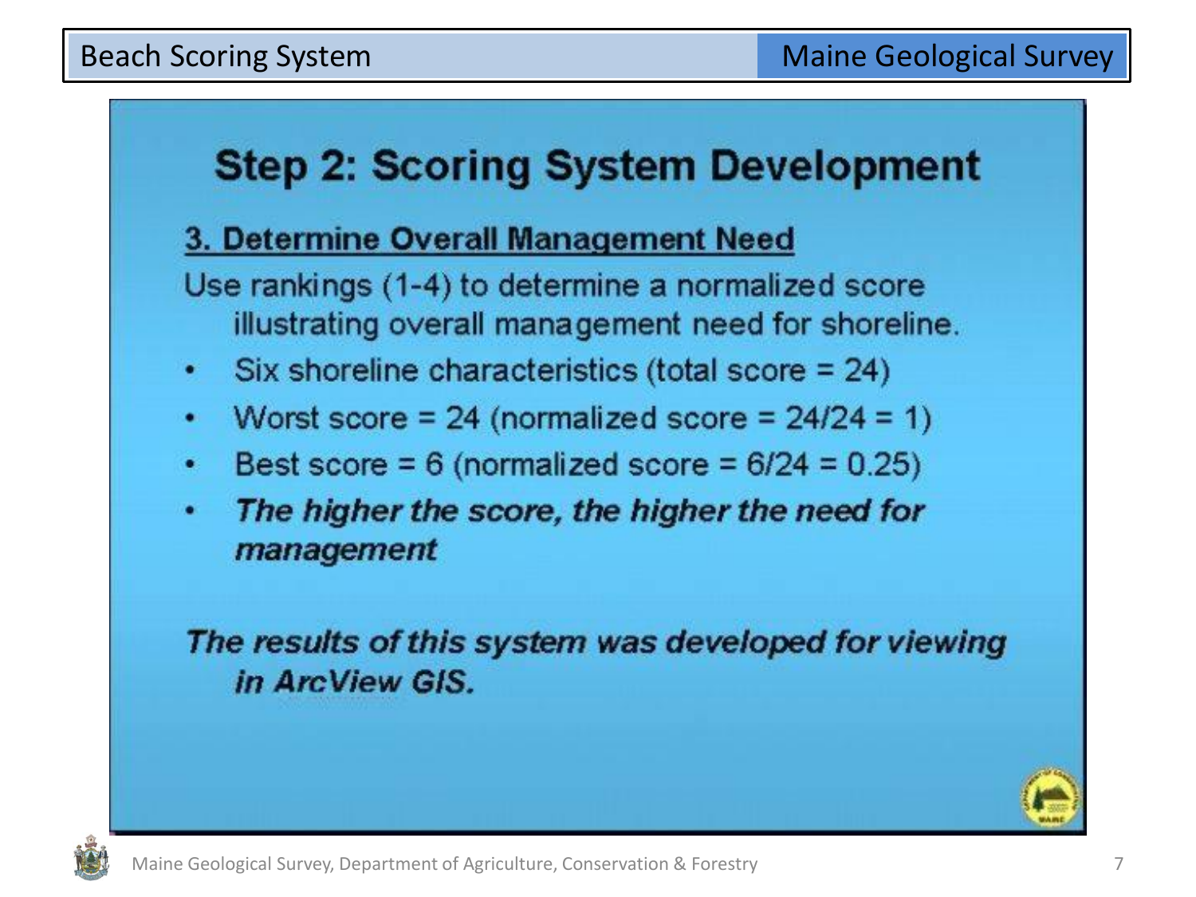# Step 2: Scoring System Development

## 3. Determine Overall Management Need

Use rankings (1-4) to determine a normalized score illustrating overall management need for shoreline.

- Six shoreline characteristics (total score = 24)
- Worst score = 24 (normalized score = 24/24 = 1)
- Best score = 6 (normalized score = 6/24 = 0.25)
- ***The higher the score, the higher the need for management***

***The results of this system was developed for viewing in ArcView GIS.***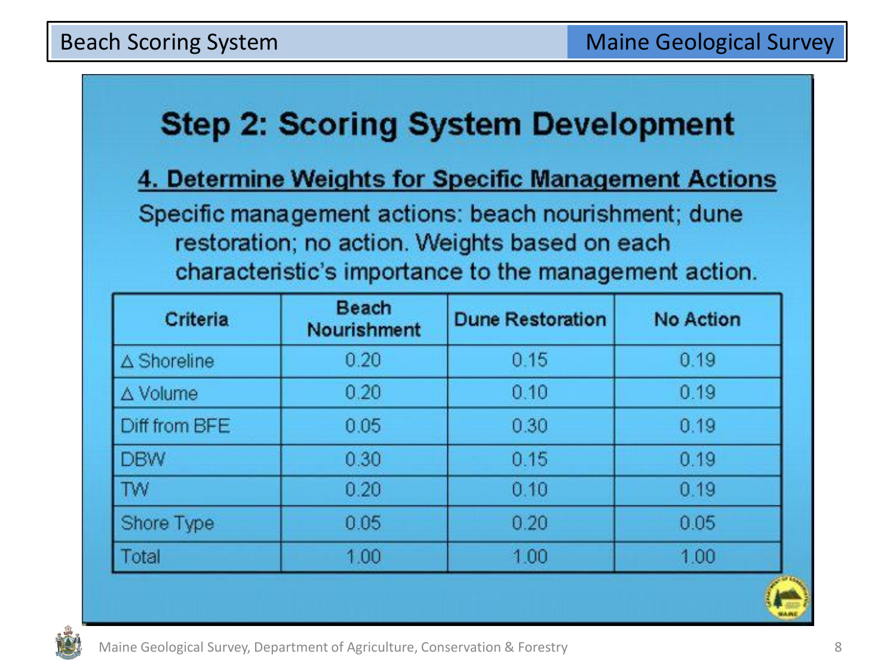# Step 2: Scoring System Development

## 4. Determine Weights for Specific Management Actions

Specific management actions: beach nourishment; dune restoration; no action. Weights based on each characteristic's importance to the management action.

| Criteria | Beach Nourishment | Dune Restoration | No Action |
|---|---|---|---|
| Δ Shoreline | 0.20 | 0.15 | 0.19 |
| Δ Volume | 0.20 | 0.10 | 0.19 |
| Diff from BFE | 0.05 | 0.30 | 0.19 |
| DBW | 0.30 | 0.15 | 0.19 |
| TW | 0.20 | 0.10 | 0.19 |
| Shore Type | 0.05 | 0.20 | 0.05 |
| Total | 1.00 | 1.00 | 1.00 |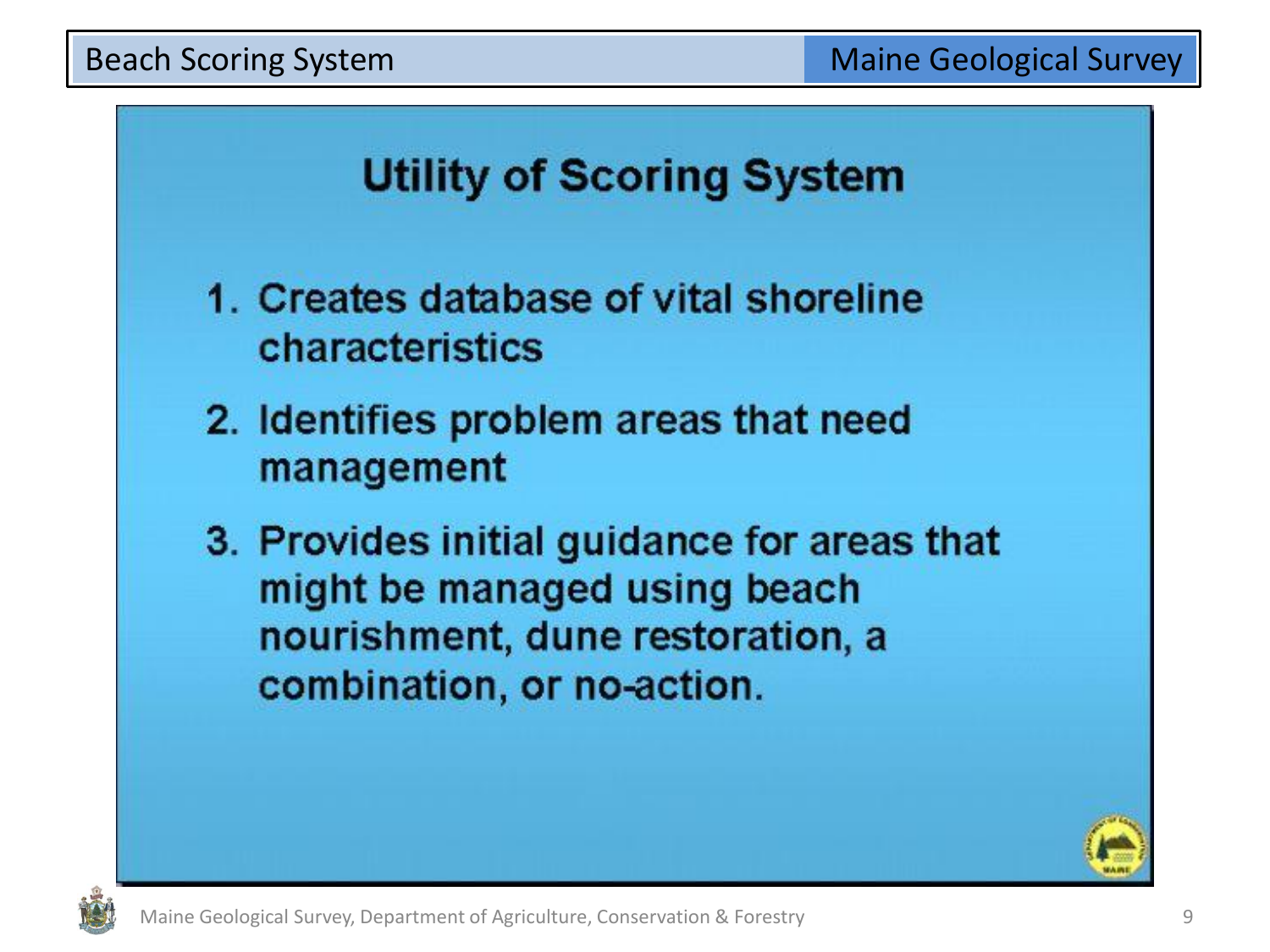## Utility of Scoring System

1. Creates database of vital shoreline characteristics
2. Identifies problem areas that need management
3. Provides initial guidance for areas that might be managed using beach nourishment, dune restoration, a combination, or no-action.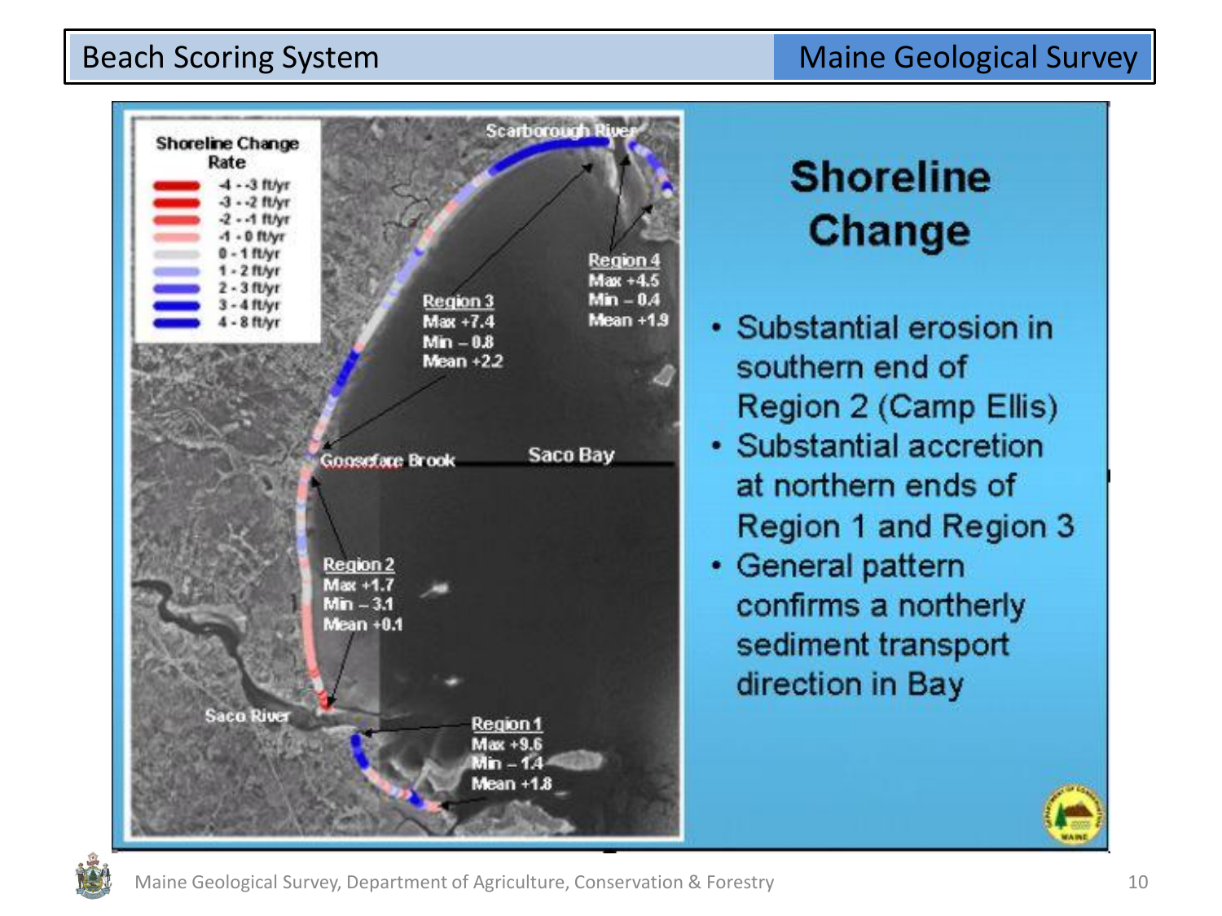# Beach Scoring System

## Shoreline Change

**Shoreline Change Rate**

- -4 - -3 ft/yr
- -3 - -2 ft/yr
- -2 - -1 ft/yr
- -1 - 0 ft/yr
- 0 - 1 ft/yr
- 1 - 2 ft/yr
- 2 - 3 ft/yr
- 3 - 4 ft/yr
- 4 - 8 ft/yr

Scarborough River

Region 4
Max +4.5
Min – 0.4
Mean +1.9

Region 3
Max +7.4
Min – 0.8
Mean +2.2

Goosefare Brook

Saco Bay

Region 2
Max +1.7
Min – 3.1
Mean +0.1

Saco River

Region 1
Max +9.6
Min – 1.4
Mean +1.8

- Substantial erosion in southern end of Region 2 (Camp Ellis)
- Substantial accretion at northern ends of Region 1 and Region 3
- General pattern confirms a northerly sediment transport direction in Bay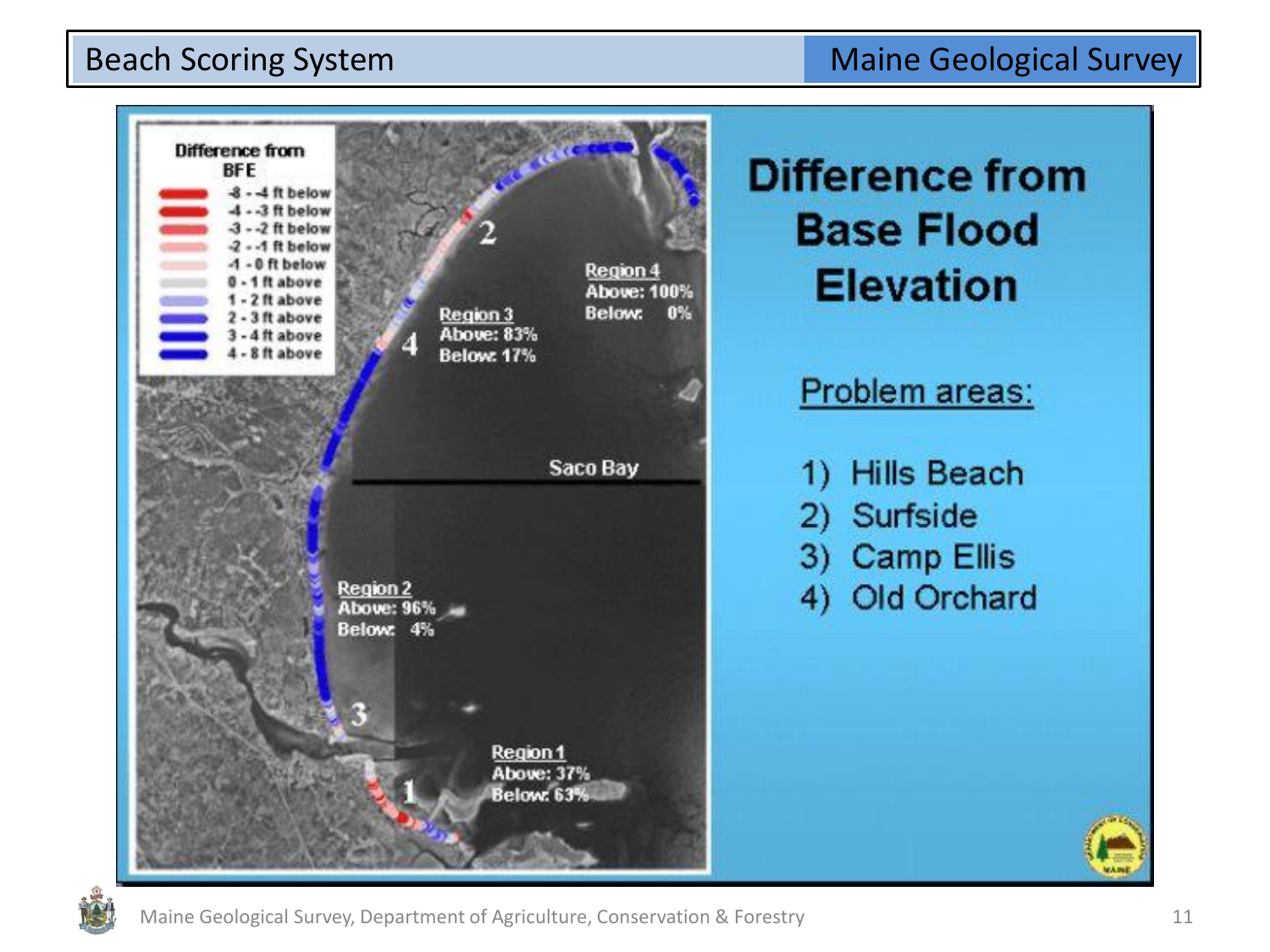# Beach Scoring System

Maine Geological Survey

Difference from BFE

- -8 - -4 ft below
- -4 - -3 ft below
- -3 - -2 ft below
- -2 - -1 ft below
- -1 - 0 ft below
- 0 - 1 ft above
- 1 - 2 ft above
- 2 - 3 ft above
- 3 - 4 ft above
- 4 - 8 ft above

Region 4
Above: 100%
Below: 0%

Region 3
Above: 83%
Below: 17%

Region 2
Above: 96%
Below: 4%

Region 1
Above: 37%
Below: 63%

Saco Bay

## Difference from Base Flood Elevation

Problem areas:

1) Hills Beach
2) Surfside
3) Camp Ellis
4) Old Orchard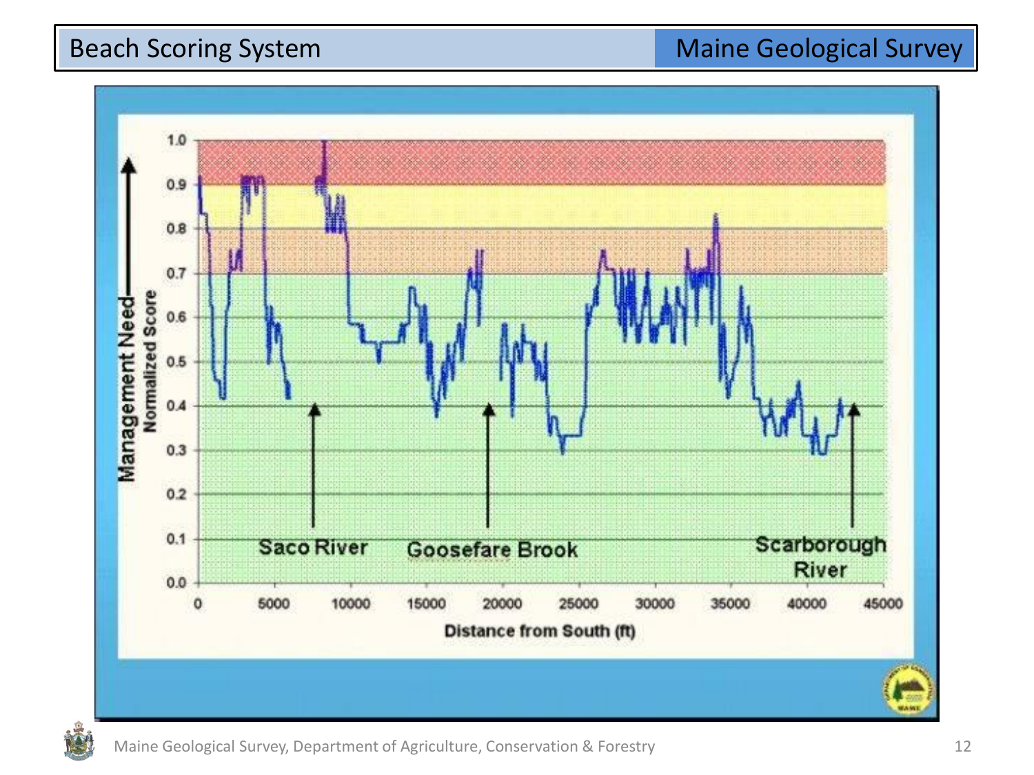# Beach Scoring System

Maine Geological Survey

Management Need — Normalized Score

1.0, 0.9, 0.8, 0.7, 0.6, 0.5, 0.4, 0.3, 0.2, 0.1, 0.0

Saco River — Goosefare Brook — Scarborough River

0, 5000, 10000, 15000, 20000, 25000, 30000, 35000, 40000, 45000

Distance from South (ft)

Maine Geological Survey, Department of Agriculture, Conservation & Forestry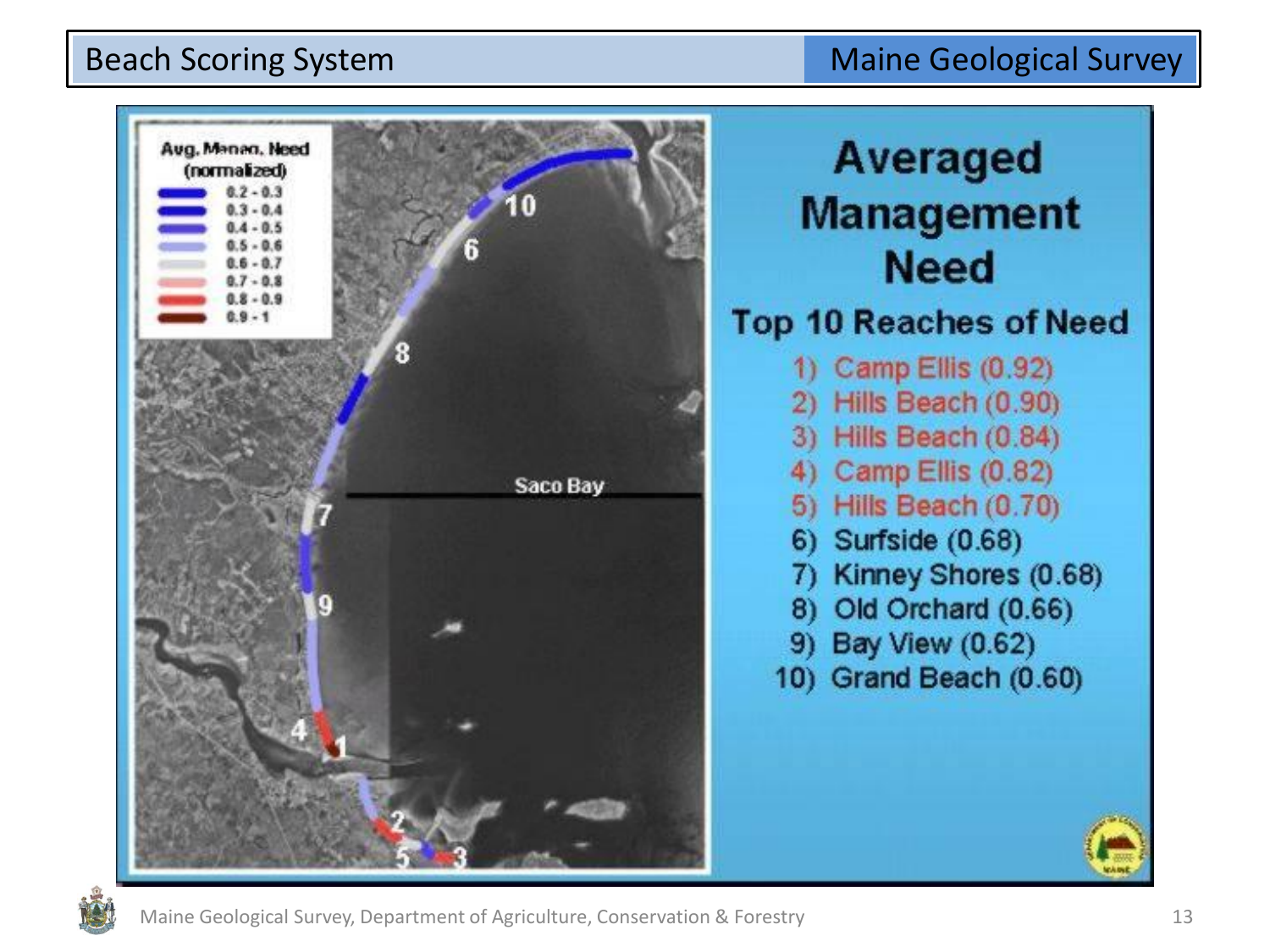# Beach Scoring System

Maine Geological Survey

Avg. Manag. Need (normalized)

- 0.2 - 0.3
- 0.3 - 0.4
- 0.4 - 0.5
- 0.5 - 0.6
- 0.6 - 0.7
- 0.7 - 0.8
- 0.8 - 0.9
- 0.9 - 1

Saco Bay

## Averaged Management Need

### Top 10 Reaches of Need

1) Camp Ellis (0.92)
2) Hills Beach (0.90)
3) Hills Beach (0.84)
4) Camp Ellis (0.82)
5) Hills Beach (0.70)
6) Surfside (0.68)
7) Kinney Shores (0.68)
8) Old Orchard (0.66)
9) Bay View (0.62)
10) Grand Beach (0.60)

Maine Geological Survey, Department of Agriculture, Conservation & Forestry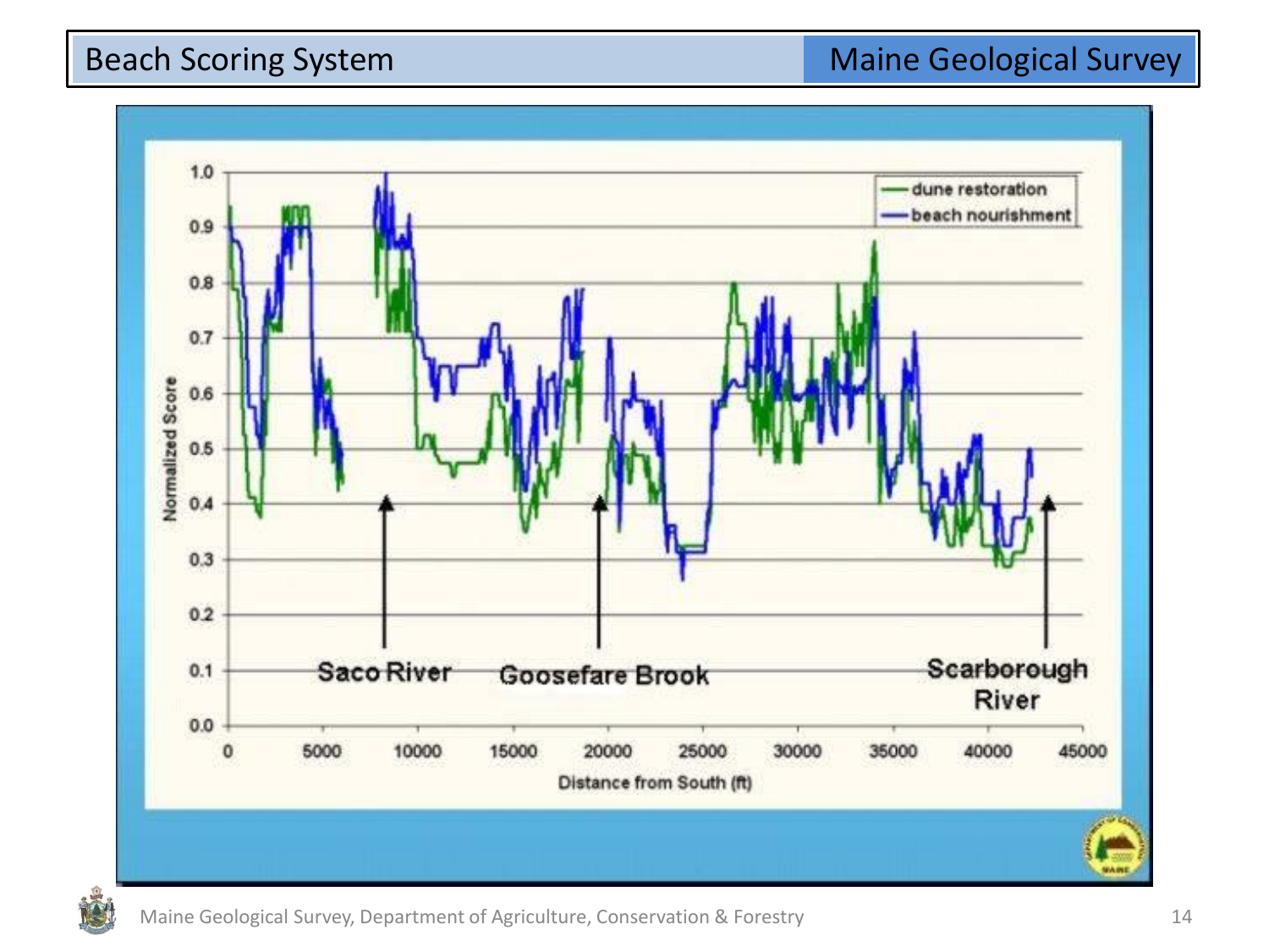# Beach Scoring System

Maine Geological Survey

Normalized Score

1.0
0.9
0.8
0.7
0.6
0.5
0.4
0.3
0.2
0.1
0.0

0 5000 10000 15000 20000 25000 30000 35000 40000 45000

Distance from South (ft)

— dune restoration
— beach nourishment

Saco River

Goosefare Brook

Scarborough River

Maine Geological Survey, Department of Agriculture, Conservation & Forestry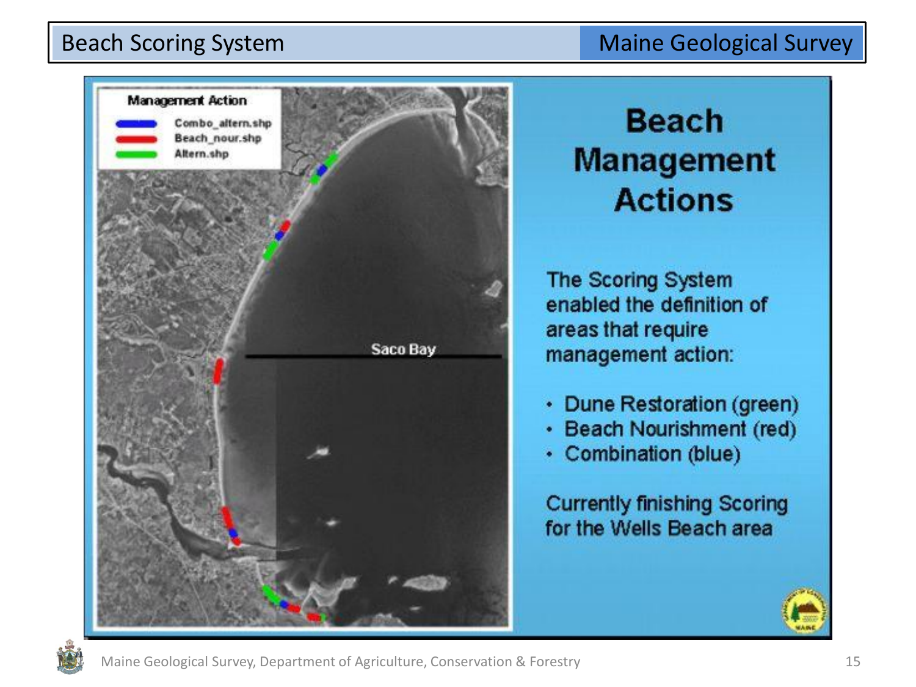# Beach Scoring System

## Beach Management Actions

The Scoring System enabled the definition of areas that require management action:

- Dune Restoration (green)
- Beach Nourishment (red)
- Combination (blue)

Currently finishing Scoring for the Wells Beach area

**Management Action**

- Combo_altern.shp
- Beach_nour.shp
- Altern.shp

Saco Bay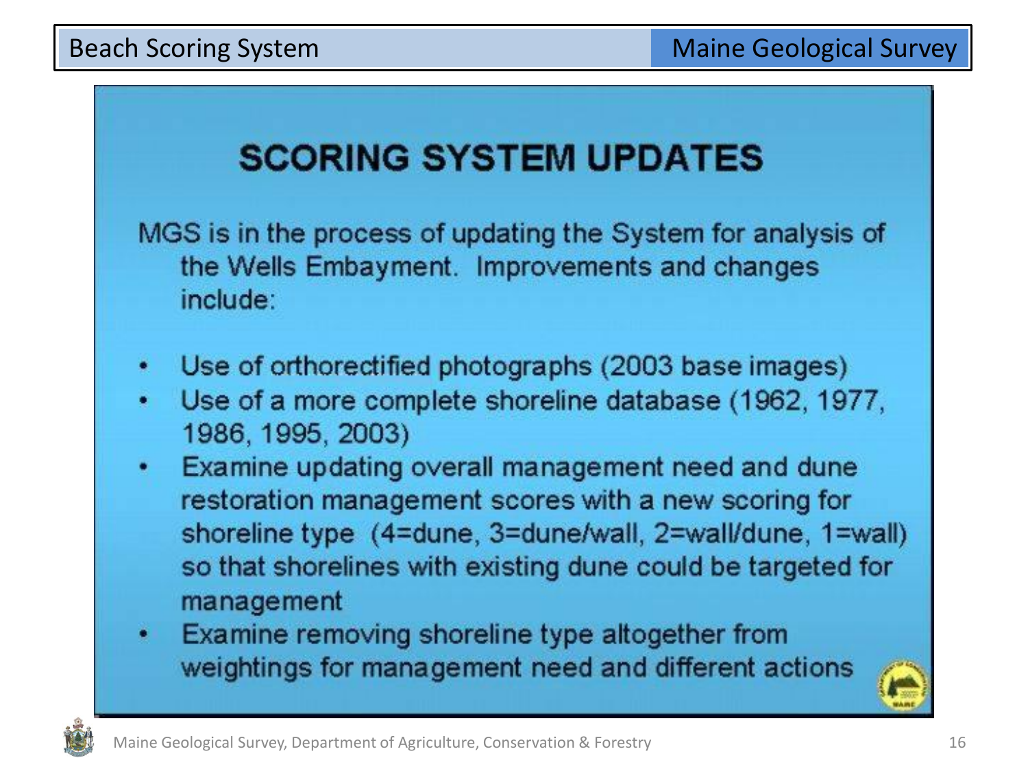## SCORING SYSTEM UPDATES

MGS is in the process of updating the System for analysis of the Wells Embayment. Improvements and changes include:

- Use of orthorectified photographs (2003 base images)
- Use of a more complete shoreline database (1962, 1977, 1986, 1995, 2003)
- Examine updating overall management need and dune restoration management scores with a new scoring for shoreline type (4=dune, 3=dune/wall, 2=wall/dune, 1=wall) so that shorelines with existing dune could be targeted for management
- Examine removing shoreline type altogether from weightings for management need and different actions